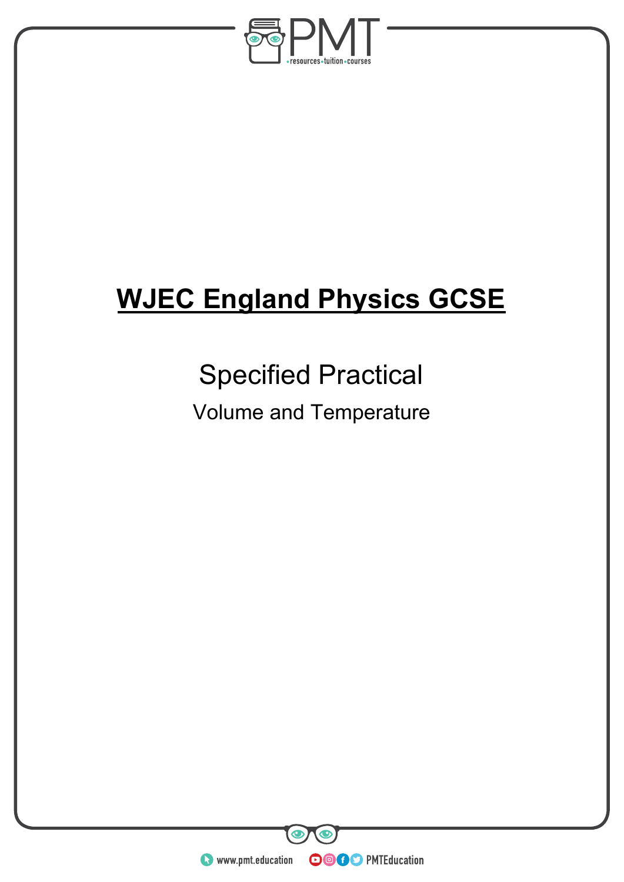# WJEC England Physics GCSE

## Specified Practical

### Volume and Temperature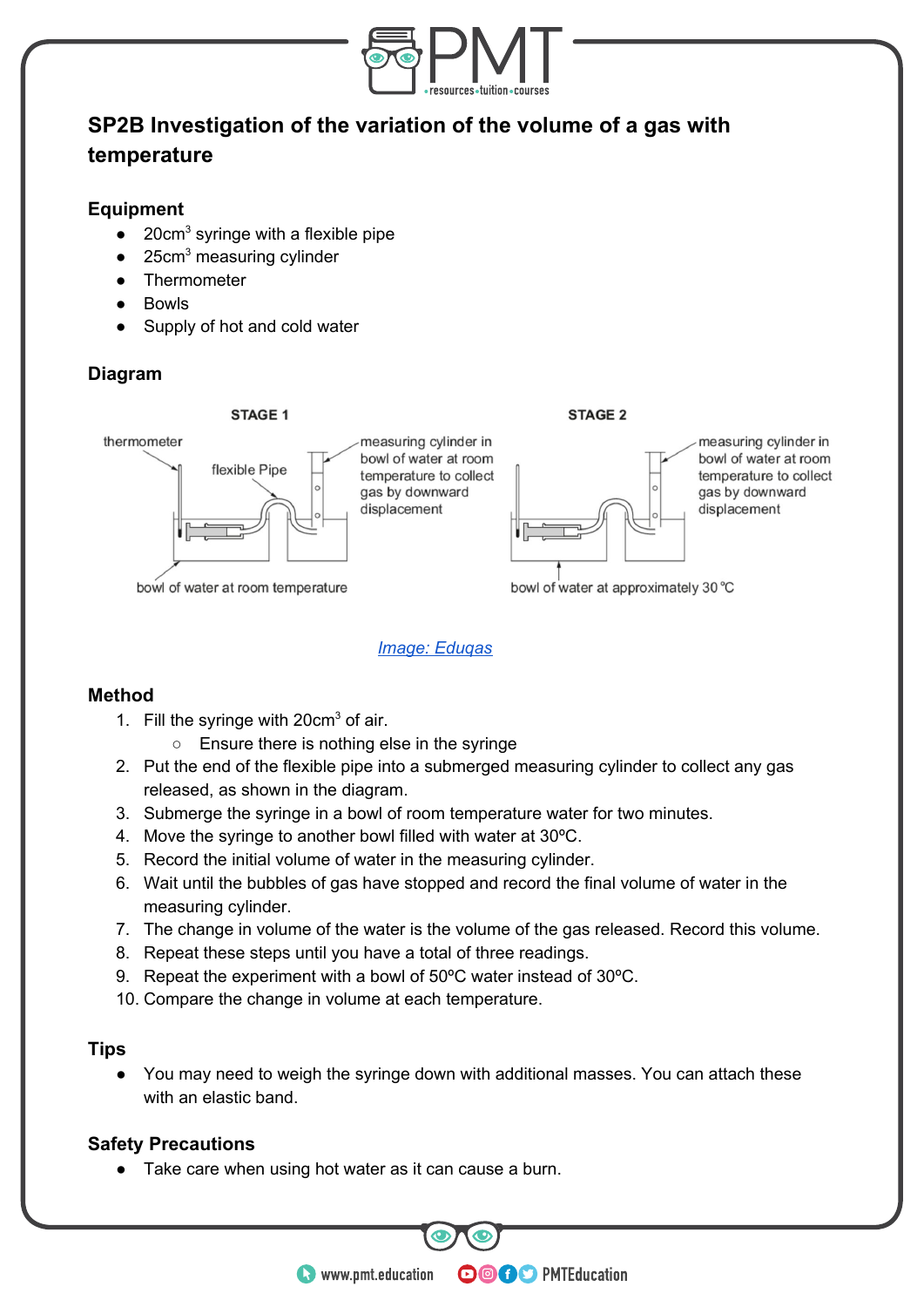## SP2B Investigation of the variation of the volume of a gas with temperature

### Equipment

- 20cm$^3$ syringe with a flexible pipe
- 25cm$^3$ measuring cylinder
- Thermometer
- Bowls
- Supply of hot and cold water

### Diagram

STAGE 1

thermometer

flexible Pipe

measuring cylinder in bowl of water at room temperature to collect gas by downward displacement

bowl of water at room temperature

STAGE 2

measuring cylinder in bowl of water at room temperature to collect gas by downward displacement

bowl of water at approximately 30 °C

Image: Eduqas

### Method

1. Fill the syringe with 20cm$^3$ of air.
    - Ensure there is nothing else in the syringe
2. Put the end of the flexible pipe into a submerged measuring cylinder to collect any gas released, as shown in the diagram.
3. Submerge the syringe in a bowl of room temperature water for two minutes.
4. Move the syringe to another bowl filled with water at 30ºC.
5. Record the initial volume of water in the measuring cylinder.
6. Wait until the bubbles of gas have stopped and record the final volume of water in the measuring cylinder.
7. The change in volume of the water is the volume of the gas released. Record this volume.
8. Repeat these steps until you have a total of three readings.
9. Repeat the experiment with a bowl of 50ºC water instead of 30ºC.
10. Compare the change in volume at each temperature.

### Tips

- You may need to weigh the syringe down with additional masses. You can attach these with an elastic band.

### Safety Precautions

- Take care when using hot water as it can cause a burn.